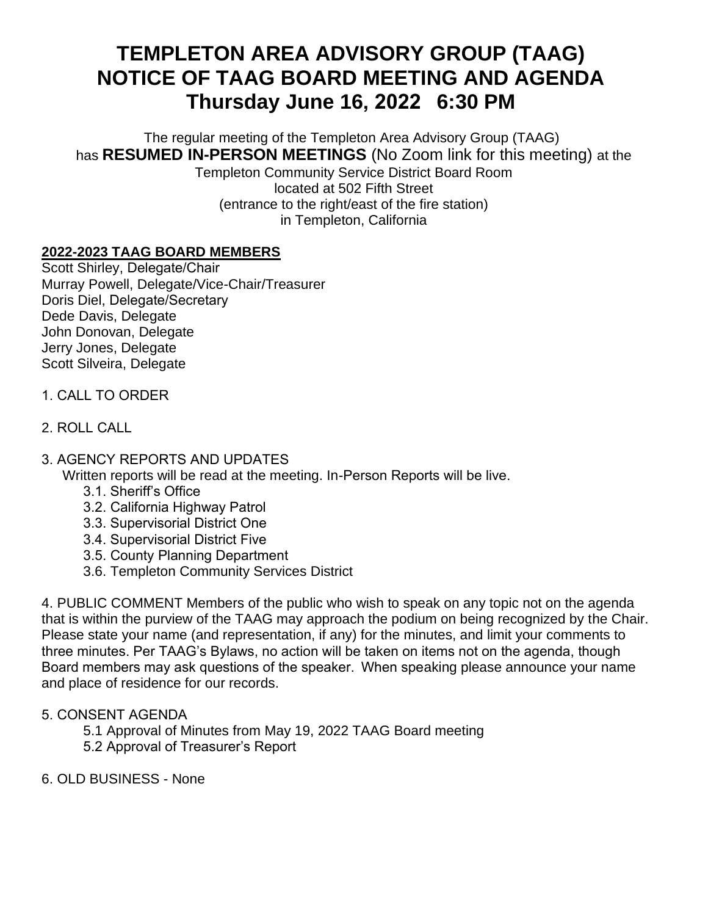# TEMPLETON AREA ADVISORY GROUP (TAAG)
# NOTICE OF TAAG BOARD MEETING AND AGENDA
# Thursday June 16, 2022 6:30 PM

The regular meeting of the Templeton Area Advisory Group (TAAG) has **RESUMED IN-PERSON MEETINGS** (No Zoom link for this meeting) at the Templeton Community Service District Board Room located at 502 Fifth Street (entrance to the right/east of the fire station) in Templeton, California

**2022-2023 TAAG BOARD MEMBERS**

Scott Shirley, Delegate/Chair
Murray Powell, Delegate/Vice-Chair/Treasurer
Doris Diel, Delegate/Secretary
Dede Davis, Delegate
John Donovan, Delegate
Jerry Jones, Delegate
Scott Silveira, Delegate

1. CALL TO ORDER

2. ROLL CALL

3. AGENCY REPORTS AND UPDATES
   Written reports will be read at the meeting. In-Person Reports will be live.
   - 3.1. Sheriff's Office
   - 3.2. California Highway Patrol
   - 3.3. Supervisorial District One
   - 3.4. Supervisorial District Five
   - 3.5. County Planning Department
   - 3.6. Templeton Community Services District

4. PUBLIC COMMENT Members of the public who wish to speak on any topic not on the agenda that is within the purview of the TAAG may approach the podium on being recognized by the Chair. Please state your name (and representation, if any) for the minutes, and limit your comments to three minutes. Per TAAG's Bylaws, no action will be taken on items not on the agenda, though Board members may ask questions of the speaker. When speaking please announce your name and place of residence for our records.

5. CONSENT AGENDA
   - 5.1 Approval of Minutes from May 19, 2022 TAAG Board meeting
   - 5.2 Approval of Treasurer's Report

6. OLD BUSINESS - None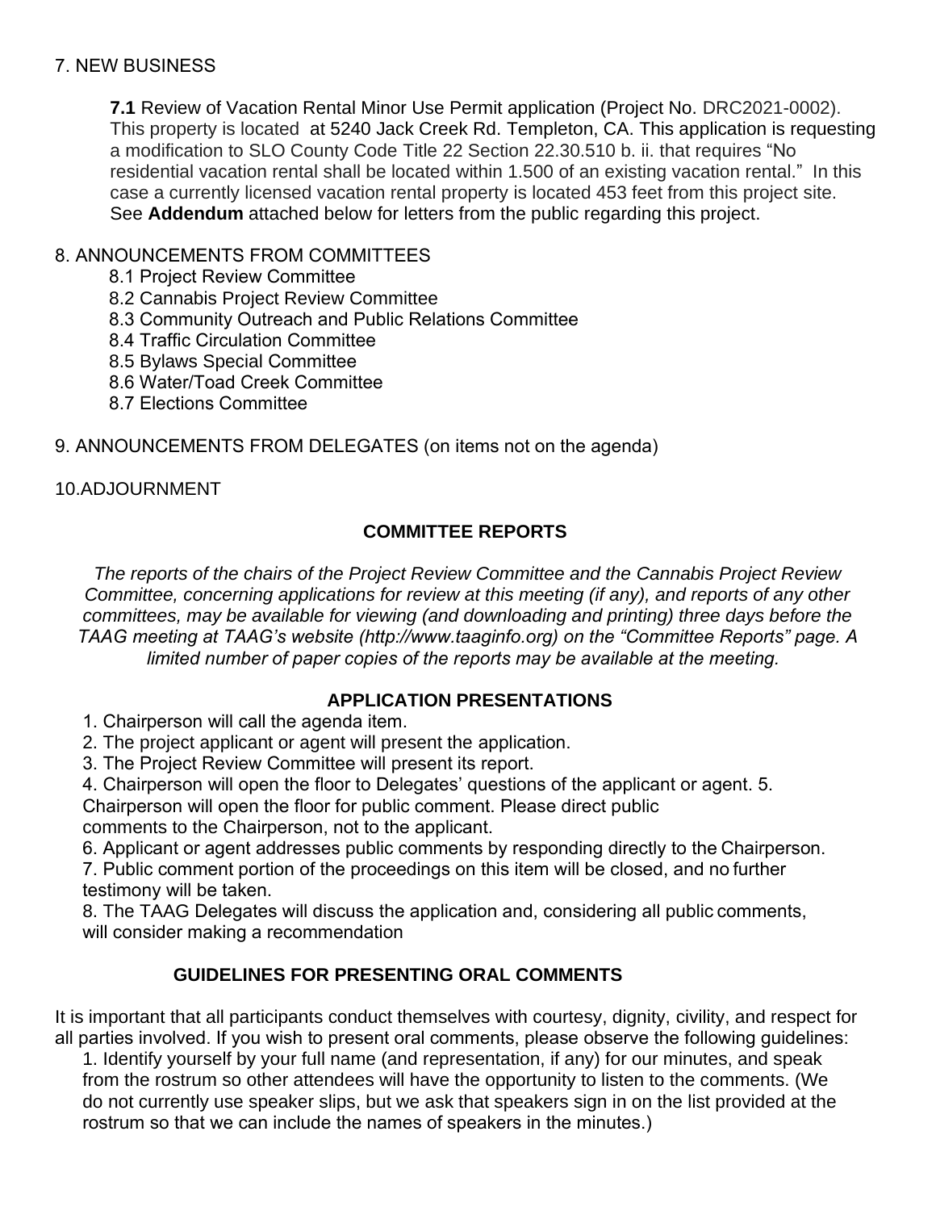7. NEW BUSINESS

**7.1** Review of Vacation Rental Minor Use Permit application (Project No. DRC2021-0002). This property is located at 5240 Jack Creek Rd. Templeton, CA. This application is requesting a modification to SLO County Code Title 22 Section 22.30.510 b. ii. that requires "No residential vacation rental shall be located within 1.500 of an existing vacation rental." In this case a currently licensed vacation rental property is located 453 feet from this project site. See **Addendum** attached below for letters from the public regarding this project.

8. ANNOUNCEMENTS FROM COMMITTEES

8.1 Project Review Committee
8.2 Cannabis Project Review Committee
8.3 Community Outreach and Public Relations Committee
8.4 Traffic Circulation Committee
8.5 Bylaws Special Committee
8.6 Water/Toad Creek Committee
8.7 Elections Committee

9. ANNOUNCEMENTS FROM DELEGATES (on items not on the agenda)

10.ADJOURNMENT

## COMMITTEE REPORTS

*The reports of the chairs of the Project Review Committee and the Cannabis Project Review Committee, concerning applications for review at this meeting (if any), and reports of any other committees, may be available for viewing (and downloading and printing) three days before the TAAG meeting at TAAG's website (http://www.taaginfo.org) on the "Committee Reports" page. A limited number of paper copies of the reports may be available at the meeting.*

## APPLICATION PRESENTATIONS

1. Chairperson will call the agenda item.
2. The project applicant or agent will present the application.
3. The Project Review Committee will present its report.
4. Chairperson will open the floor to Delegates' questions of the applicant or agent.
5. Chairperson will open the floor for public comment. Please direct public comments to the Chairperson, not to the applicant.
6. Applicant or agent addresses public comments by responding directly to the Chairperson.
7. Public comment portion of the proceedings on this item will be closed, and no further testimony will be taken.
8. The TAAG Delegates will discuss the application and, considering all public comments, will consider making a recommendation

## GUIDELINES FOR PRESENTING ORAL COMMENTS

It is important that all participants conduct themselves with courtesy, dignity, civility, and respect for all parties involved. If you wish to present oral comments, please observe the following guidelines:

1. Identify yourself by your full name (and representation, if any) for our minutes, and speak from the rostrum so other attendees will have the opportunity to listen to the comments. (We do not currently use speaker slips, but we ask that speakers sign in on the list provided at the rostrum so that we can include the names of speakers in the minutes.)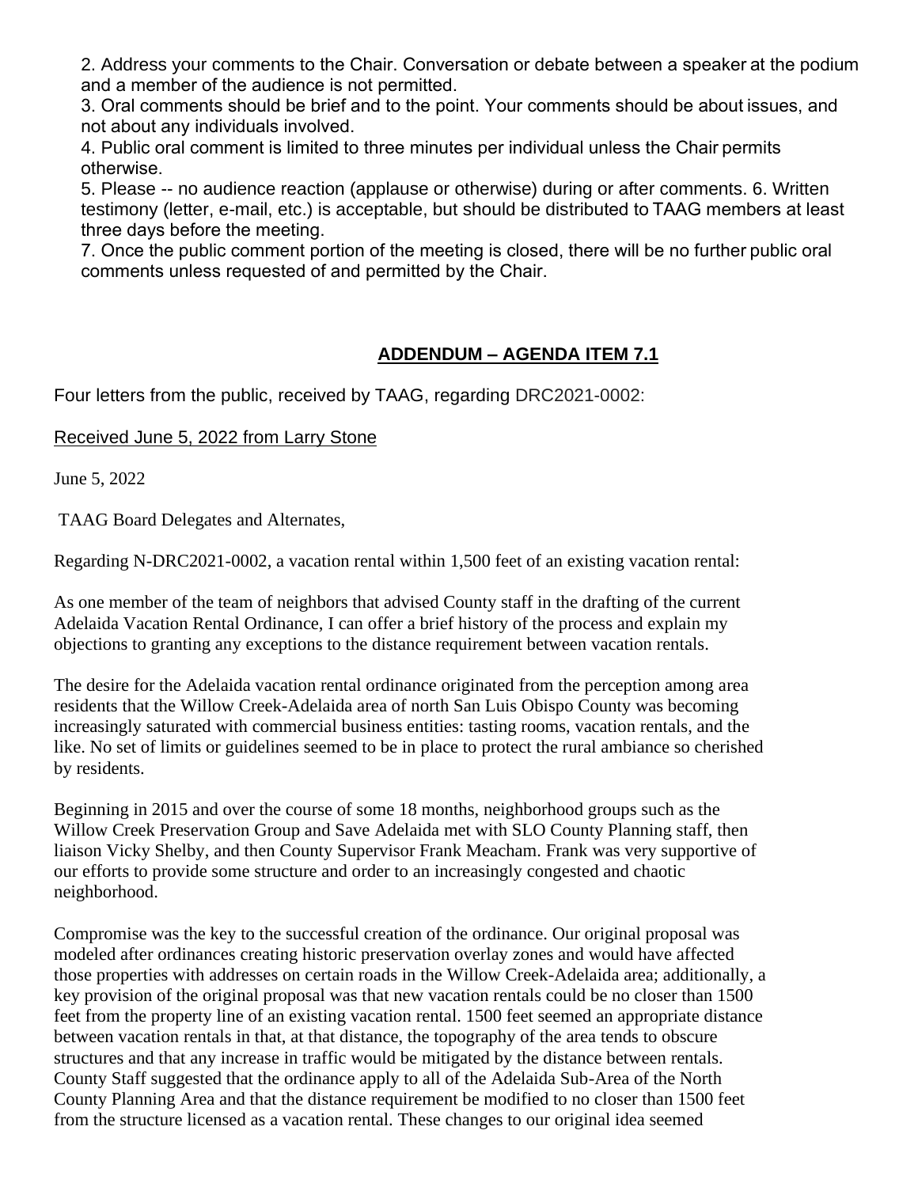2. Address your comments to the Chair. Conversation or debate between a speaker at the podium and a member of the audience is not permitted.
3. Oral comments should be brief and to the point. Your comments should be about issues, and not about any individuals involved.
4. Public oral comment is limited to three minutes per individual unless the Chair permits otherwise.
5. Please -- no audience reaction (applause or otherwise) during or after comments. 6. Written testimony (letter, e-mail, etc.) is acceptable, but should be distributed to TAAG members at least three days before the meeting.
7. Once the public comment portion of the meeting is closed, there will be no further public oral comments unless requested of and permitted by the Chair.

## ADDENDUM – AGENDA ITEM 7.1

Four letters from the public, received by TAAG, regarding DRC2021-0002:

Received June 5, 2022 from Larry Stone

June 5, 2022

TAAG Board Delegates and Alternates,

Regarding N-DRC2021-0002, a vacation rental within 1,500 feet of an existing vacation rental:

As one member of the team of neighbors that advised County staff in the drafting of the current Adelaida Vacation Rental Ordinance, I can offer a brief history of the process and explain my objections to granting any exceptions to the distance requirement between vacation rentals.

The desire for the Adelaida vacation rental ordinance originated from the perception among area residents that the Willow Creek-Adelaida area of north San Luis Obispo County was becoming increasingly saturated with commercial business entities: tasting rooms, vacation rentals, and the like. No set of limits or guidelines seemed to be in place to protect the rural ambiance so cherished by residents.

Beginning in 2015 and over the course of some 18 months, neighborhood groups such as the Willow Creek Preservation Group and Save Adelaida met with SLO County Planning staff, then liaison Vicky Shelby, and then County Supervisor Frank Meacham. Frank was very supportive of our efforts to provide some structure and order to an increasingly congested and chaotic neighborhood.

Compromise was the key to the successful creation of the ordinance. Our original proposal was modeled after ordinances creating historic preservation overlay zones and would have affected those properties with addresses on certain roads in the Willow Creek-Adelaida area; additionally, a key provision of the original proposal was that new vacation rentals could be no closer than 1500 feet from the property line of an existing vacation rental. 1500 feet seemed an appropriate distance between vacation rentals in that, at that distance, the topography of the area tends to obscure structures and that any increase in traffic would be mitigated by the distance between rentals. County Staff suggested that the ordinance apply to all of the Adelaida Sub-Area of the North County Planning Area and that the distance requirement be modified to no closer than 1500 feet from the structure licensed as a vacation rental. These changes to our original idea seemed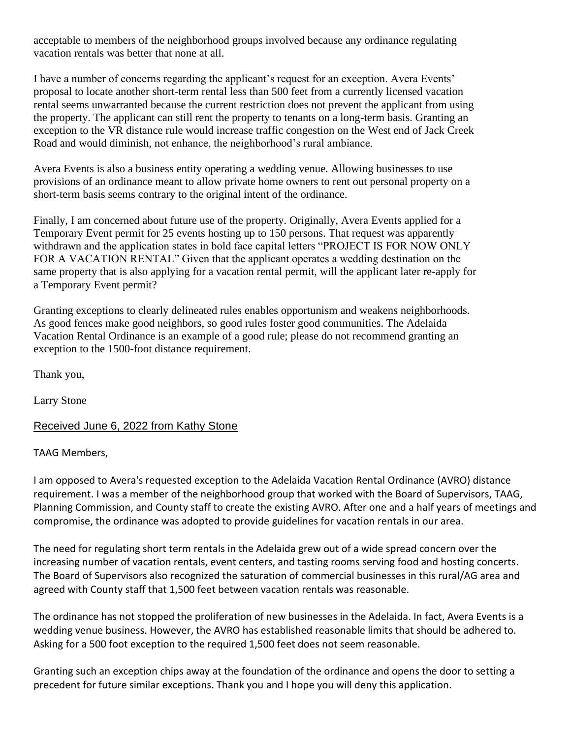acceptable to members of the neighborhood groups involved because any ordinance regulating vacation rentals was better that none at all.

I have a number of concerns regarding the applicant's request for an exception. Avera Events' proposal to locate another short-term rental less than 500 feet from a currently licensed vacation rental seems unwarranted because the current restriction does not prevent the applicant from using the property. The applicant can still rent the property to tenants on a long-term basis. Granting an exception to the VR distance rule would increase traffic congestion on the West end of Jack Creek Road and would diminish, not enhance, the neighborhood's rural ambiance.

Avera Events is also a business entity operating a wedding venue. Allowing businesses to use provisions of an ordinance meant to allow private home owners to rent out personal property on a short-term basis seems contrary to the original intent of the ordinance.

Finally, I am concerned about future use of the property. Originally, Avera Events applied for a Temporary Event permit for 25 events hosting up to 150 persons. That request was apparently withdrawn and the application states in bold face capital letters "PROJECT IS FOR NOW ONLY FOR A VACATION RENTAL" Given that the applicant operates a wedding destination on the same property that is also applying for a vacation rental permit, will the applicant later re-apply for a Temporary Event permit?

Granting exceptions to clearly delineated rules enables opportunism and weakens neighborhoods. As good fences make good neighbors, so good rules foster good communities. The Adelaida Vacation Rental Ordinance is an example of a good rule; please do not recommend granting an exception to the 1500-foot distance requirement.

Thank you,

Larry Stone

<u>Received June 6, 2022 from Kathy Stone</u>

TAAG Members,

I am opposed to Avera's requested exception to the Adelaida Vacation Rental Ordinance (AVRO) distance requirement. I was a member of the neighborhood group that worked with the Board of Supervisors, TAAG, Planning Commission, and County staff to create the existing AVRO. After one and a half years of meetings and compromise, the ordinance was adopted to provide guidelines for vacation rentals in our area.

The need for regulating short term rentals in the Adelaida grew out of a wide spread concern over the increasing number of vacation rentals, event centers, and tasting rooms serving food and hosting concerts. The Board of Supervisors also recognized the saturation of commercial businesses in this rural/AG area and agreed with County staff that 1,500 feet between vacation rentals was reasonable.

The ordinance has not stopped the proliferation of new businesses in the Adelaida. In fact, Avera Events is a wedding venue business. However, the AVRO has established reasonable limits that should be adhered to. Asking for a 500 foot exception to the required 1,500 feet does not seem reasonable.

Granting such an exception chips away at the foundation of the ordinance and opens the door to setting a precedent for future similar exceptions. Thank you and I hope you will deny this application.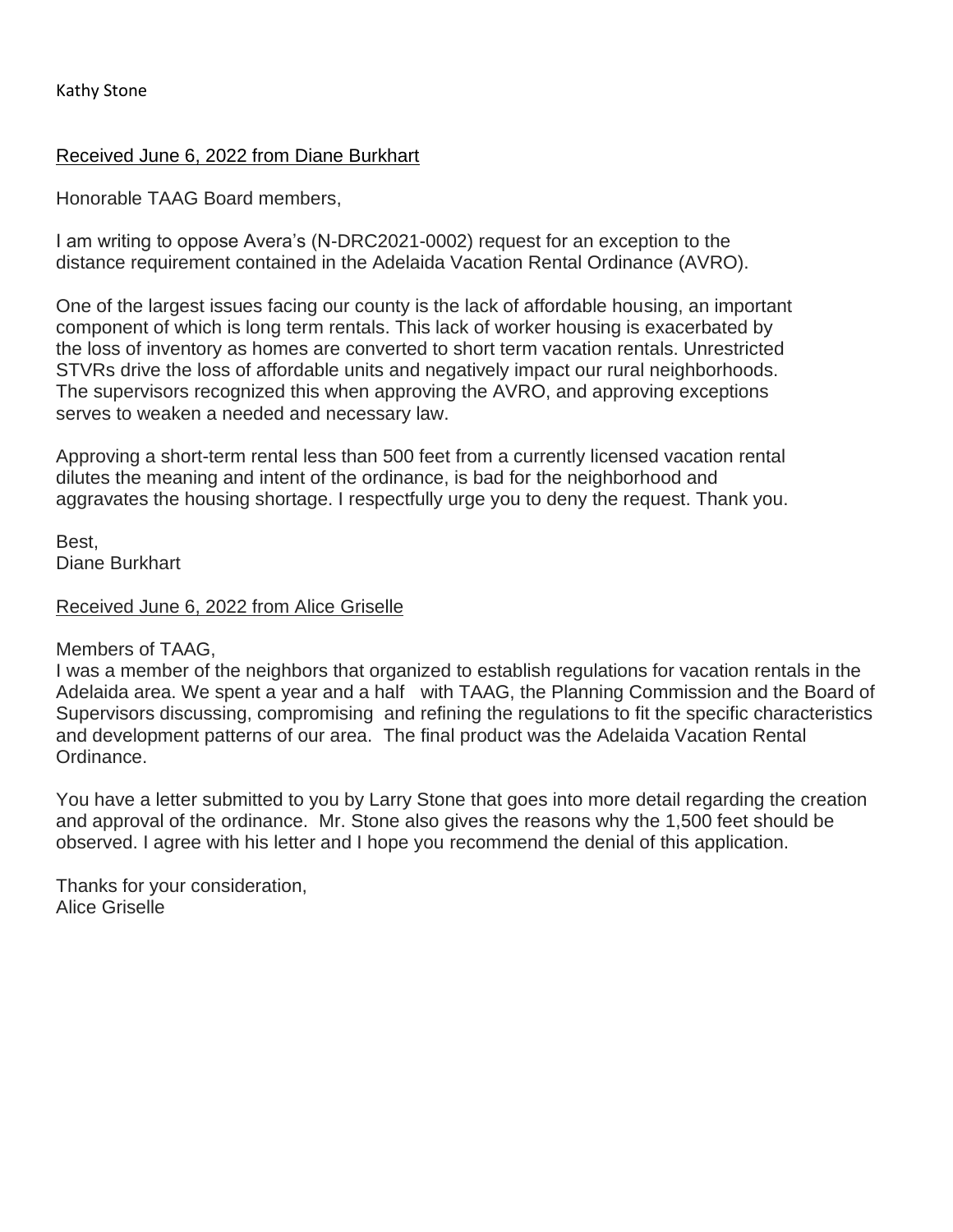Kathy Stone

Received June 6, 2022 from Diane Burkhart

Honorable TAAG Board members,

I am writing to oppose Avera's (N-DRC2021-0002) request for an exception to the distance requirement contained in the Adelaida Vacation Rental Ordinance (AVRO).

One of the largest issues facing our county is the lack of affordable housing, an important component of which is long term rentals. This lack of worker housing is exacerbated by the loss of inventory as homes are converted to short term vacation rentals. Unrestricted STVRs drive the loss of affordable units and negatively impact our rural neighborhoods. The supervisors recognized this when approving the AVRO, and approving exceptions serves to weaken a needed and necessary law.

Approving a short-term rental less than 500 feet from a currently licensed vacation rental dilutes the meaning and intent of the ordinance, is bad for the neighborhood and aggravates the housing shortage. I respectfully urge you to deny the request. Thank you.

Best,
Diane Burkhart

Received June 6, 2022 from Alice Griselle

Members of TAAG,
I was a member of the neighbors that organized to establish regulations for vacation rentals in the Adelaida area. We spent a year and a half with TAAG, the Planning Commission and the Board of Supervisors discussing, compromising and refining the regulations to fit the specific characteristics and development patterns of our area. The final product was the Adelaida Vacation Rental Ordinance.

You have a letter submitted to you by Larry Stone that goes into more detail regarding the creation and approval of the ordinance. Mr. Stone also gives the reasons why the 1,500 feet should be observed. I agree with his letter and I hope you recommend the denial of this application.

Thanks for your consideration,
Alice Griselle